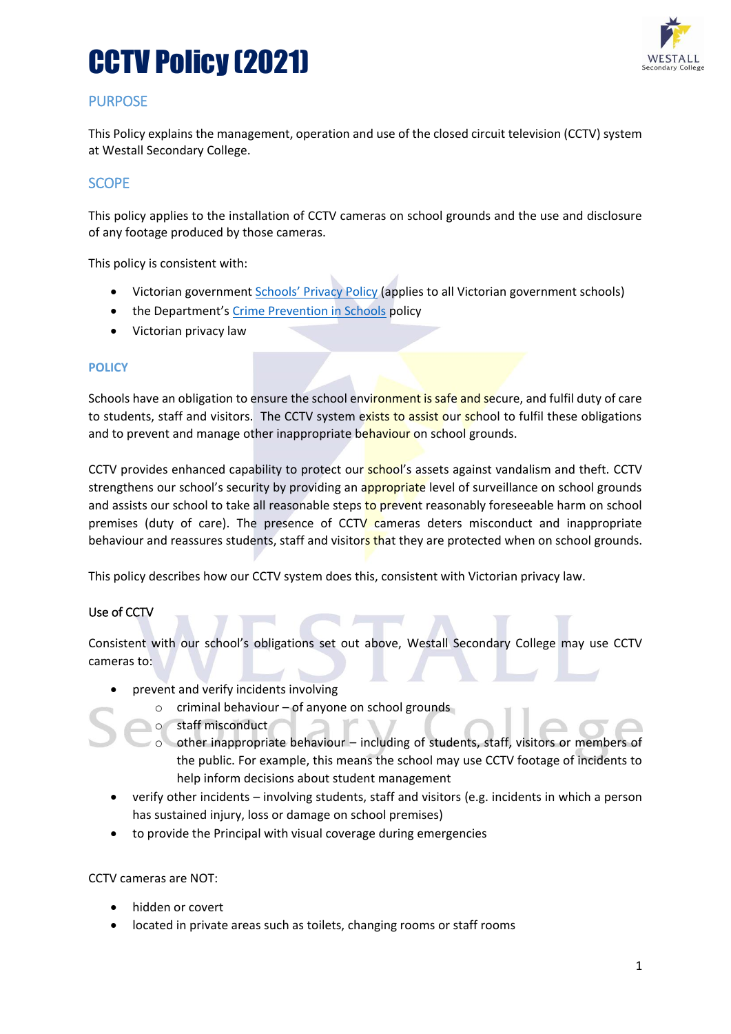# CCTV Policy (2021)

## PURPOSE

This Policy explains the management, operation and use of the closed circuit television (CCTV) system at Westall Secondary College.

## SCOPE

This policy applies to the installation of CCTV cameras on school grounds and the use and disclosure of any footage produced by those cameras.

This policy is consistent with:

- Victorian government Schools' Privacy Policy (applies to all Victorian government schools)
- the Department's Crime Prevention in Schools policy
- Victorian privacy law

## POLICY

Schools have an obligation to ensure the school environment is safe and secure, and fulfil duty of care to students, staff and visitors. The CCTV system exists to assist our school to fulfil these obligations and to prevent and manage other inappropriate behaviour on school grounds.

CCTV provides enhanced capability to protect our school's assets against vandalism and theft. CCTV strengthens our school's security by providing an appropriate level of surveillance on school grounds and assists our school to take all reasonable steps to prevent reasonably foreseeable harm on school premises (duty of care). The presence of CCTV cameras deters misconduct and inappropriate behaviour and reassures students, staff and visitors that they are protected when on school grounds.

This policy describes how our CCTV system does this, consistent with Victorian privacy law.

### Use of CCTV

Consistent with our school's obligations set out above, Westall Secondary College may use CCTV cameras to:

- prevent and verify incidents involving
  - criminal behaviour – of anyone on school grounds
  - staff misconduct
  - other inappropriate behaviour – including of students, staff, visitors or members of the public. For example, this means the school may use CCTV footage of incidents to help inform decisions about student management
- verify other incidents – involving students, staff and visitors (e.g. incidents in which a person has sustained injury, loss or damage on school premises)
- to provide the Principal with visual coverage during emergencies

CCTV cameras are NOT:

- hidden or covert
- located in private areas such as toilets, changing rooms or staff rooms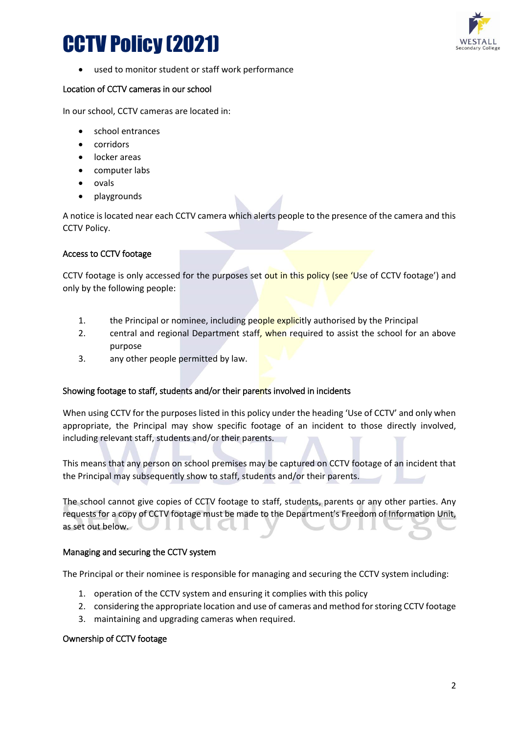- used to monitor student or staff work performance

## Location of CCTV cameras in our school

In our school, CCTV cameras are located in:

- school entrances
- corridors
- locker areas
- computer labs
- ovals
- playgrounds

A notice is located near each CCTV camera which alerts people to the presence of the camera and this CCTV Policy.

## Access to CCTV footage

CCTV footage is only accessed for the purposes set out in this policy (see 'Use of CCTV footage') and only by the following people:

1. the Principal or nominee, including people explicitly authorised by the Principal
2. central and regional Department staff, when required to assist the school for an above purpose
3. any other people permitted by law.

## Showing footage to staff, students and/or their parents involved in incidents

When using CCTV for the purposes listed in this policy under the heading 'Use of CCTV' and only when appropriate, the Principal may show specific footage of an incident to those directly involved, including relevant staff, students and/or their parents.

This means that any person on school premises may be captured on CCTV footage of an incident that the Principal may subsequently show to staff, students and/or their parents.

The school cannot give copies of CCTV footage to staff, students, parents or any other parties. Any requests for a copy of CCTV footage must be made to the Department's Freedom of Information Unit, as set out below.

## Managing and securing the CCTV system

The Principal or their nominee is responsible for managing and securing the CCTV system including:

1. operation of the CCTV system and ensuring it complies with this policy
2. considering the appropriate location and use of cameras and method for storing CCTV footage
3. maintaining and upgrading cameras when required.

## Ownership of CCTV footage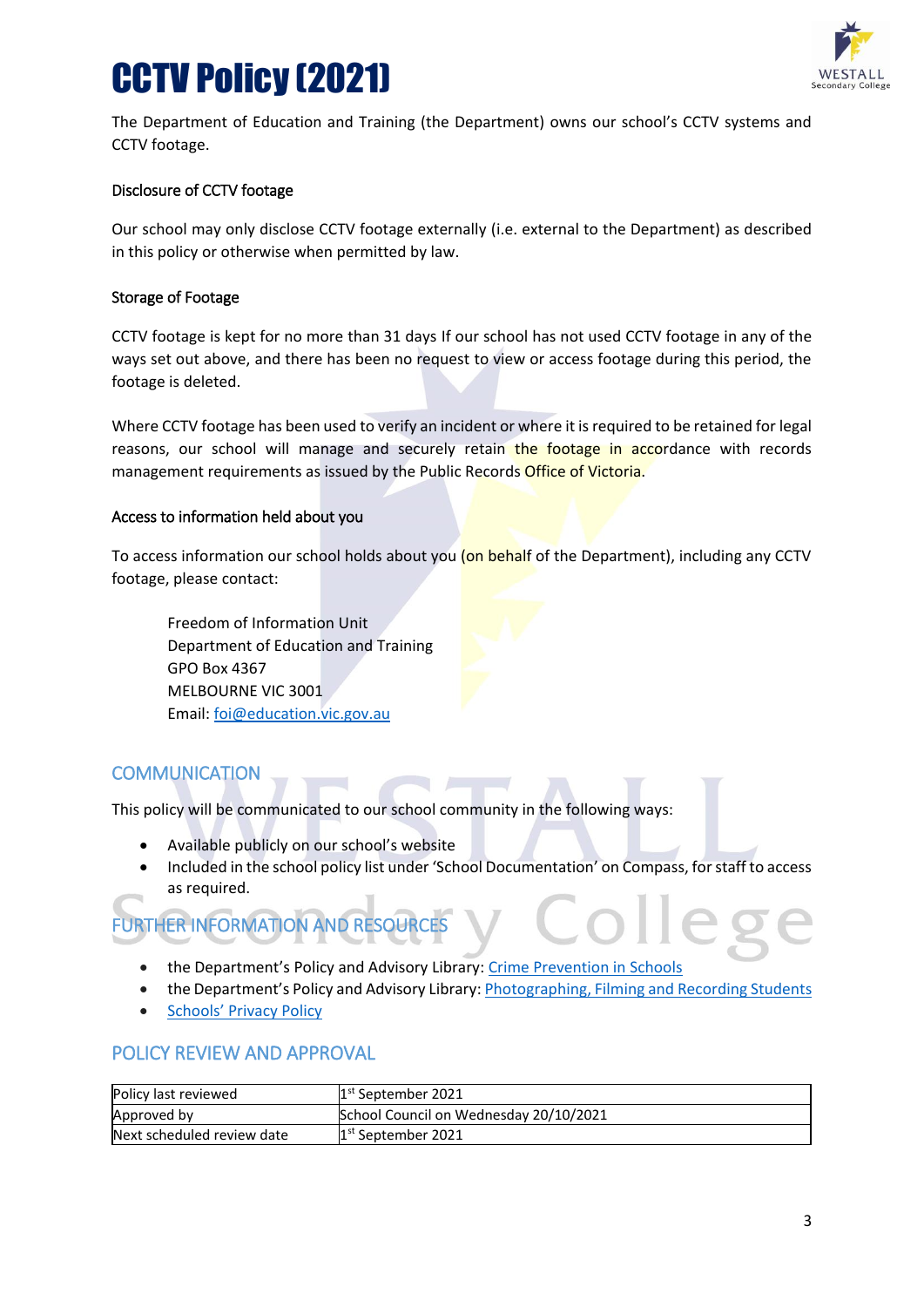# CCTV Policy (2021)

The Department of Education and Training (the Department) owns our school's CCTV systems and CCTV footage.

### Disclosure of CCTV footage

Our school may only disclose CCTV footage externally (i.e. external to the Department) as described in this policy or otherwise when permitted by law.

### Storage of Footage

CCTV footage is kept for no more than 31 days If our school has not used CCTV footage in any of the ways set out above, and there has been no request to view or access footage during this period, the footage is deleted.

Where CCTV footage has been used to verify an incident or where it is required to be retained for legal reasons, our school will manage and securely retain the footage in accordance with records management requirements as issued by the Public Records Office of Victoria.

### Access to information held about you

To access information our school holds about you (on behalf of the Department), including any CCTV footage, please contact:

Freedom of Information Unit
Department of Education and Training
GPO Box 4367
MELBOURNE VIC 3001
Email: foi@education.vic.gov.au

## COMMUNICATION

This policy will be communicated to our school community in the following ways:

- Available publicly on our school's website
- Included in the school policy list under 'School Documentation' on Compass, for staff to access as required.

## FURTHER INFORMATION AND RESOURCES

- the Department's Policy and Advisory Library: Crime Prevention in Schools
- the Department's Policy and Advisory Library: Photographing, Filming and Recording Students
- Schools' Privacy Policy

## POLICY REVIEW AND APPROVAL

| | |
|---|---|
| Policy last reviewed | 1st September 2021 |
| Approved by | School Council on Wednesday 20/10/2021 |
| Next scheduled review date | 1st September 2021 |